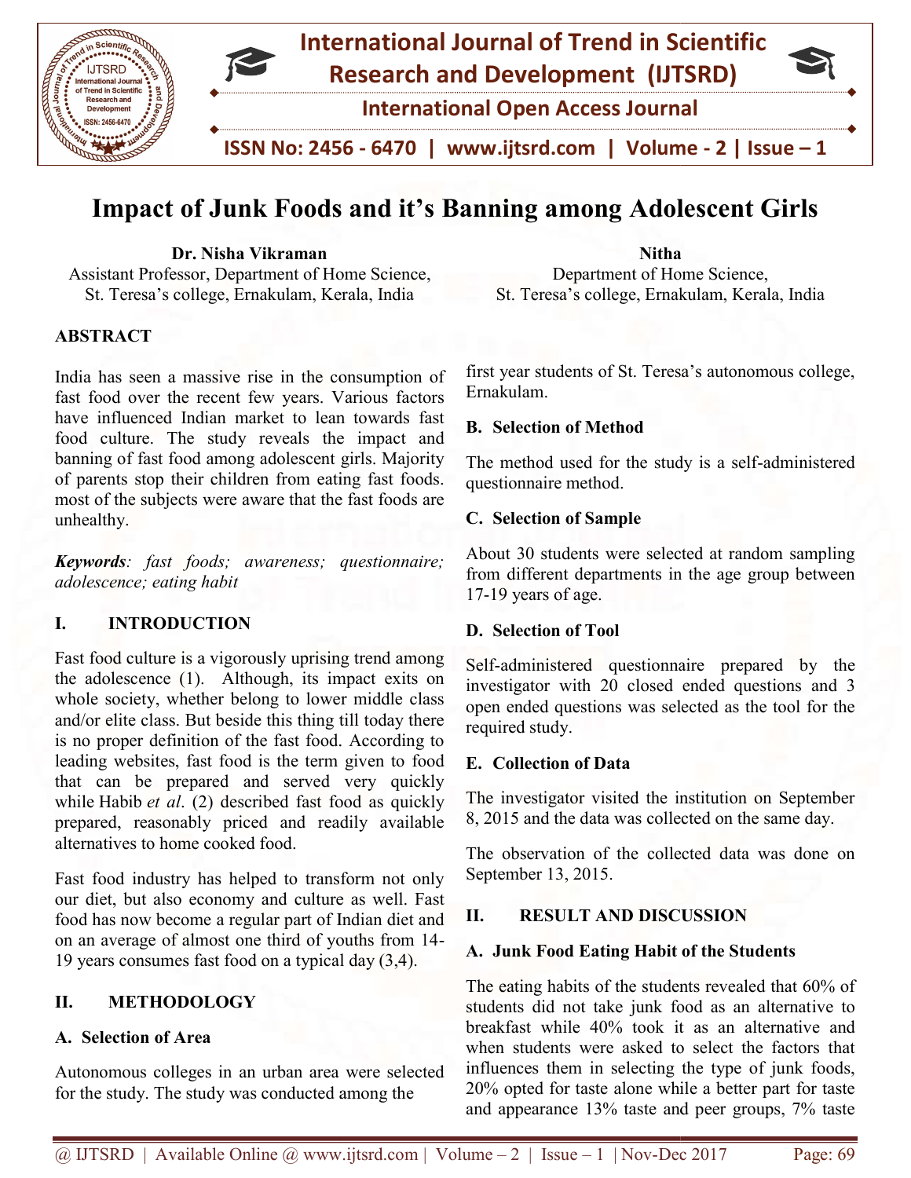# Impact of Junk Foods and it's Banning among Adolescent Girls

**Dr. Nisha Vikraman**
Assistant Professor, Department of Home Science,
St. Teresa's college, Ernakulam, Kerala, India

**Nitha**
Department of Home Science,
St. Teresa's college, Ernakulam, Kerala, India

## ABSTRACT

India has seen a massive rise in the consumption of fast food over the recent few years. Various factors have influenced Indian market to lean towards fast food culture. The study reveals the impact and banning of fast food among adolescent girls. Majority of parents stop their children from eating fast foods. most of the subjects were aware that the fast foods are unhealthy.

***Keywords***: *fast foods; awareness; questionnaire; adolescence; eating habit*

## I. INTRODUCTION

Fast food culture is a vigorously uprising trend among the adolescence (1). Although, its impact exits on whole society, whether belong to lower middle class and/or elite class. But beside this thing till today there is no proper definition of the fast food. According to leading websites, fast food is the term given to food that can be prepared and served very quickly while Habib *et al*. (2) described fast food as quickly prepared, reasonably priced and readily available alternatives to home cooked food.

Fast food industry has helped to transform not only our diet, but also economy and culture as well. Fast food has now become a regular part of Indian diet and on an average of almost one third of youths from 14-19 years consumes fast food on a typical day (3,4).

## II. METHODOLOGY

### A. Selection of Area

Autonomous colleges in an urban area were selected for the study. The study was conducted among the first year students of St. Teresa's autonomous college, Ernakulam.

### B. Selection of Method

The method used for the study is a self-administered questionnaire method.

### C. Selection of Sample

About 30 students were selected at random sampling from different departments in the age group between 17-19 years of age.

### D. Selection of Tool

Self-administered questionnaire prepared by the investigator with 20 closed ended questions and 3 open ended questions was selected as the tool for the required study.

### E. Collection of Data

The investigator visited the institution on September 8, 2015 and the data was collected on the same day.

The observation of the collected data was done on September 13, 2015.

## II. RESULT AND DISCUSSION

### A. Junk Food Eating Habit of the Students

The eating habits of the students revealed that 60% of students did not take junk food as an alternative to breakfast while 40% took it as an alternative and when students were asked to select the factors that influences them in selecting the type of junk foods, 20% opted for taste alone while a better part for taste and appearance 13% taste and peer groups, 7% taste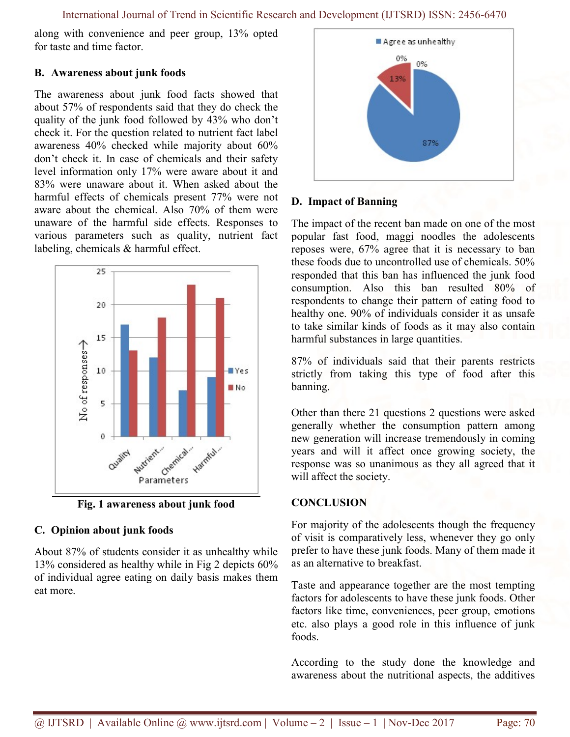along with convenience and peer group, 13% opted for taste and time factor.

### B. Awareness about junk foods

The awareness about junk food facts showed that about 57% of respondents said that they do check the quality of the junk food followed by 43% who don't check it. For the question related to nutrient fact label awareness 40% checked while majority about 60% don't check it. In case of chemicals and their safety level information only 17% were aware about it and 83% were unaware about it. When asked about the harmful effects of chemicals present 77% were not aware about the chemical. Also 70% of them were unaware of the harmful side effects. Responses to various parameters such as quality, nutrient fact labeling, chemicals & harmful effect.

**Fig. 1 awareness about junk food**

### C. Opinion about junk foods

About 87% of students consider it as unhealthy while 13% considered as healthy while in Fig 2 depicts 60% of individual agree eating on daily basis makes them eat more.

### D. Impact of Banning

The impact of the recent ban made on one of the most popular fast food, maggi noodles the adolescents reposes were, 67% agree that it is necessary to ban these foods due to uncontrolled use of chemicals. 50% responded that this ban has influenced the junk food consumption. Also this ban resulted 80% of respondents to change their pattern of eating food to healthy one. 90% of individuals consider it as unsafe to take similar kinds of foods as it may also contain harmful substances in large quantities.

87% of individuals said that their parents restricts strictly from taking this type of food after this banning.

Other than there 21 questions 2 questions were asked generally whether the consumption pattern among new generation will increase tremendously in coming years and will it affect once growing society, the response was so unanimous as they all agreed that it will affect the society.

## CONCLUSION

For majority of the adolescents though the frequency of visit is comparatively less, whenever they go only prefer to have these junk foods. Many of them made it as an alternative to breakfast.

Taste and appearance together are the most tempting factors for adolescents to have these junk foods. Other factors like time, conveniences, peer group, emotions etc. also plays a good role in this influence of junk foods.

According to the study done the knowledge and awareness about the nutritional aspects, the additives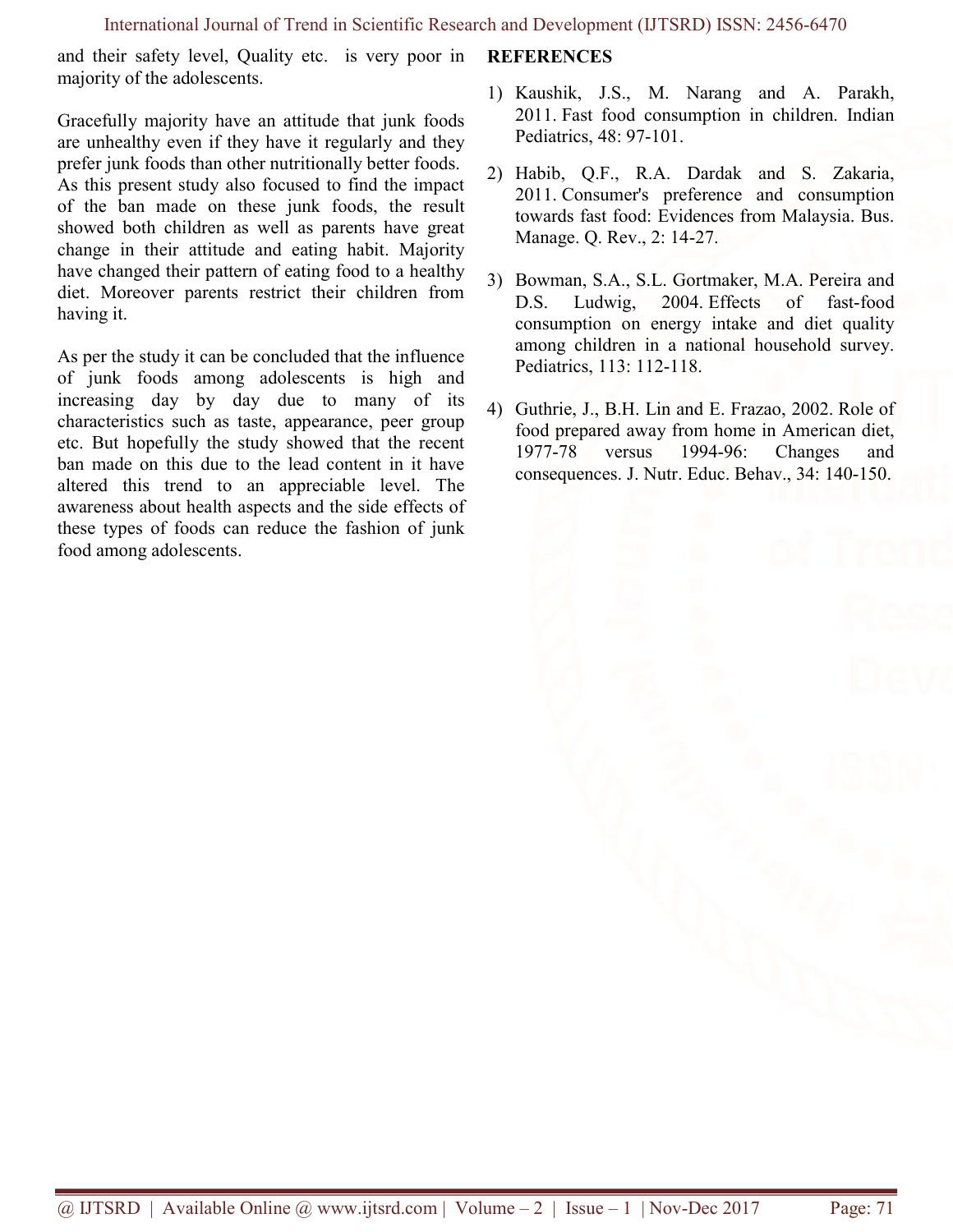and their safety level, Quality etc. is very poor in majority of the adolescents.

Gracefully majority have an attitude that junk foods are unhealthy even if they have it regularly and they prefer junk foods than other nutritionally better foods. As this present study also focused to find the impact of the ban made on these junk foods, the result showed both children as well as parents have great change in their attitude and eating habit. Majority have changed their pattern of eating food to a healthy diet. Moreover parents restrict their children from having it.

As per the study it can be concluded that the influence of junk foods among adolescents is high and increasing day by day due to many of its characteristics such as taste, appearance, peer group etc. But hopefully the study showed that the recent ban made on this due to the lead content in it have altered this trend to an appreciable level. The awareness about health aspects and the side effects of these types of foods can reduce the fashion of junk food among adolescents.

## REFERENCES

1) Kaushik, J.S., M. Narang and A. Parakh, 2011. Fast food consumption in children. Indian Pediatrics, 48: 97-101.

2) Habib, Q.F., R.A. Dardak and S. Zakaria, 2011. Consumer's preference and consumption towards fast food: Evidences from Malaysia. Bus. Manage. Q. Rev., 2: 14-27.

3) Bowman, S.A., S.L. Gortmaker, M.A. Pereira and D.S. Ludwig, 2004. Effects of fast-food consumption on energy intake and diet quality among children in a national household survey. Pediatrics, 113: 112-118.

4) Guthrie, J., B.H. Lin and E. Frazao, 2002. Role of food prepared away from home in American diet, 1977-78 versus 1994-96: Changes and consequences. J. Nutr. Educ. Behav., 34: 140-150.